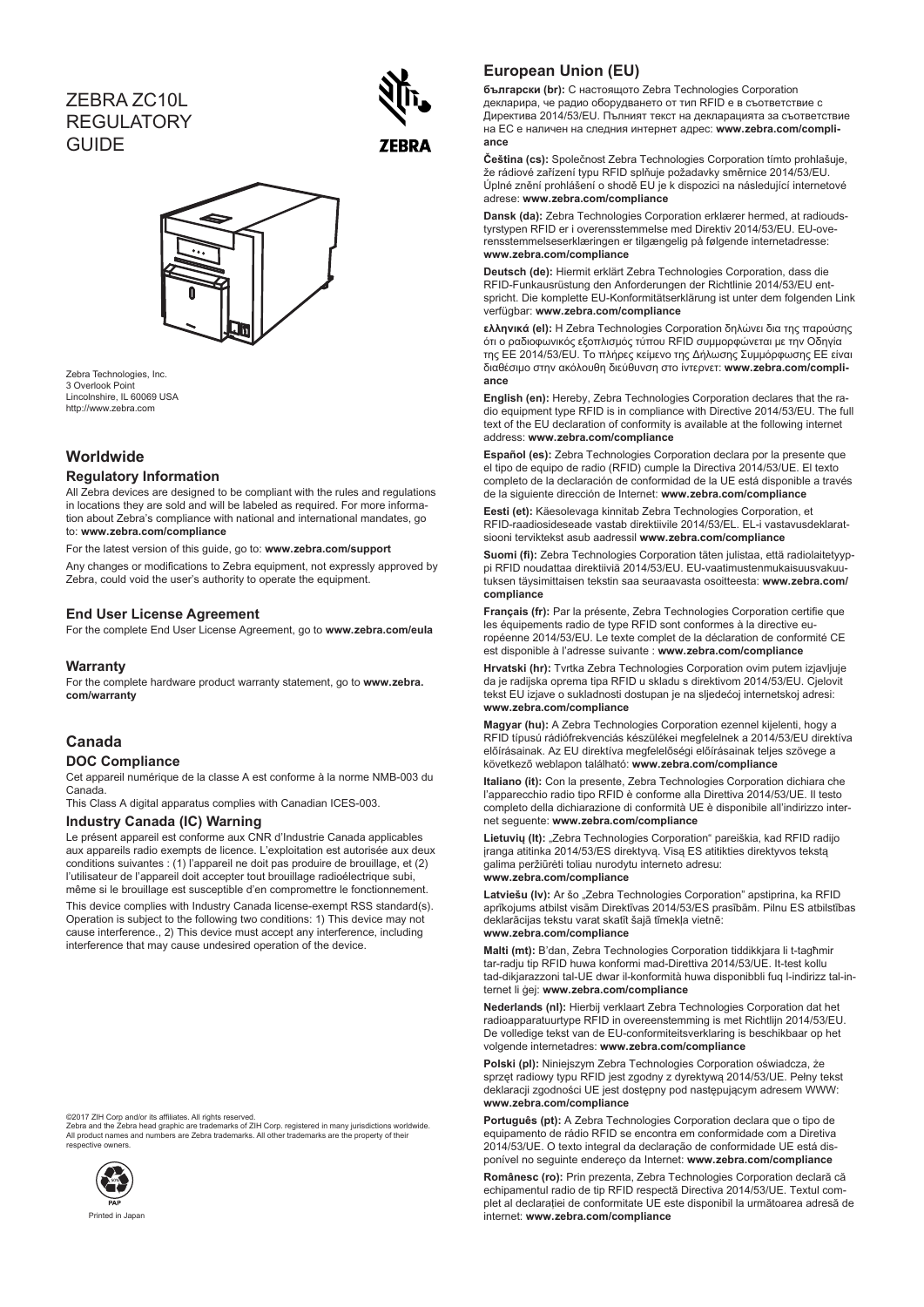# ZEBRA ZC10L REGULATORY GUIDE

Zebra Technologies, Inc.
3 Overlook Point
Lincolnshire, IL 60069 USA
http://www.zebra.com

## Worldwide

### Regulatory Information

All Zebra devices are designed to be compliant with the rules and regulations in locations they are sold and will be labeled as required. For more information about Zebra's compliance with national and international mandates, go to: **www.zebra.com/compliance**

For the latest version of this guide, go to: **www.zebra.com/support**

Any changes or modifications to Zebra equipment, not expressly approved by Zebra, could void the user's authority to operate the equipment.

### End User License Agreement

For the complete End User License Agreement, go to **www.zebra.com/eula**

### Warranty

For the complete hardware product warranty statement, go to **www.zebra.com/warranty**

## Canada

### DOC Compliance

Cet appareil numérique de la classe A est conforme à la norme NMB-003 du Canada.

This Class A digital apparatus complies with Canadian ICES-003.

### Industry Canada (IC) Warning

Le présent appareil est conforme aux CNR d'Industrie Canada applicables aux appareils radio exempts de licence. L'exploitation est autorisée aux deux conditions suivantes : (1) l'appareil ne doit pas produire de brouillage, et (2) l'utilisateur de l'appareil doit accepter tout brouillage radioélectrique subi, même si le brouillage est susceptible d'en compromettre le fonctionnement.

This device complies with Industry Canada license-exempt RSS standard(s). Operation is subject to the following two conditions: 1) This device may not cause interference., 2) This device must accept any interference, including interference that may cause undesired operation of the device.

©2017 ZIH Corp and/or its affiliates. All rights reserved.
Zebra and the Zebra head graphic are trademarks of ZIH Corp. registered in many jurisdictions worldwide. All product names and numbers are Zebra trademarks. All other trademarks are the property of their respective owners.

PAP

Printed in Japan

## European Union (EU)

**български (br):** С настоящото Zebra Technologies Corporation декларира, че радио оборудването от тип RFID е в съответствие с Директива 2014/53/EU. Пълният текст на декларацията за съответствие на ЕС е наличен на следния интернет адрес: **www.zebra.com/compliance**

**Čeština (cs):** Společnost Zebra Technologies Corporation tímto prohlašuje, že rádiové zařízení typu RFID splňuje požadavky směrnice 2014/53/EU. Úplné znění prohlášení o shodě EU je k dispozici na následující internetové adrese: **www.zebra.com/compliance**

**Dansk (da):** Zebra Technologies Corporation erklærer hermed, at radioudstyrstypen RFID er i overensstemmelse med Direktiv 2014/53/EU. EU-overensstemmelseserklæringen er tilgængelig på følgende internetadresse: **www.zebra.com/compliance**

**Deutsch (de):** Hiermit erklärt Zebra Technologies Corporation, dass die RFID-Funkausrüstung den Anforderungen der Richtlinie 2014/53/EU entspricht. Die komplette EU-Konformitätserklärung ist unter dem folgenden Link verfügbar: **www.zebra.com/compliance**

**ελληνικά (el):** Η Zebra Technologies Corporation δηλώνει δια της παρούσης ότι ο ραδιοφωνικός εξοπλισμός τύπου RFID συμμορφώνεται με την Οδηγία της ΕΕ 2014/53/EU. Το πλήρες κείμενο της Δήλωσης Συμμόρφωσης ΕΕ είναι διαθέσιμο στην ακόλουθη διεύθυνση στο ίντερνετ: **www.zebra.com/compliance**

**English (en):** Hereby, Zebra Technologies Corporation declares that the radio equipment type RFID is in compliance with Directive 2014/53/EU. The full text of the EU declaration of conformity is available at the following internet address: **www.zebra.com/compliance**

**Español (es):** Zebra Technologies Corporation declara por la presente que el tipo de equipo de radio (RFID) cumple la Directiva 2014/53/UE. El texto completo de la declaración de conformidad de la UE está disponible a través de la siguiente dirección de Internet: **www.zebra.com/compliance**

**Eesti (et):** Käesolevaga kinnitab Zebra Technologies Corporation, et RFID-raadiosideseade vastab direktiivile 2014/53/EL. EL-i vastavusdeklaratsiooni terviktekst asub aadressil **www.zebra.com/compliance**

**Suomi (fi):** Zebra Technologies Corporation täten julistaa, että radiolaitetyyppi RFID noudattaa direktiiviä 2014/53/EU. EU-vaatimustenmukaisuusvakuutuksen täysimittaisen tekstin saa seuraavasta osoitteesta: **www.zebra.com/compliance**

**Français (fr):** Par la présente, Zebra Technologies Corporation certifie que les équipements radio de type RFID sont conformes à la directive européenne 2014/53/EU. Le texte complet de la déclaration de conformité CE est disponible à l'adresse suivante : **www.zebra.com/compliance**

**Hrvatski (hr):** Tvrtka Zebra Technologies Corporation ovim putem izjavljuje da je radijska oprema tipa RFID u skladu s direktivom 2014/53/EU. Cjelovit tekst EU izjave o sukladnosti dostupan je na sljedećoj internetskoj adresi: **www.zebra.com/compliance**

**Magyar (hu):** A Zebra Technologies Corporation ezennel kijelenti, hogy a RFID típusú rádiófrekvenciás készülékei megfelelnek a 2014/53/EU direktíva előírásainak. Az EU direktíva megfelelőségi előírásainak teljes szövege a következő weblapon található: **www.zebra.com/compliance**

**Italiano (it):** Con la presente, Zebra Technologies Corporation dichiara che l'apparecchio radio tipo RFID è conforme alla Direttiva 2014/53/UE. Il testo completo della dichiarazione di conformità UE è disponibile all'indirizzo internet seguente: **www.zebra.com/compliance**

**Lietuvių (lt):** „Zebra Technologies Corporation" pareiškia, kad RFID radijo įranga atitinka 2014/53/ES direktyvą. Visą ES atitikties direktyvos tekstą galima peržiūrėti toliau nurodytu interneto adresu: **www.zebra.com/compliance**

**Latviešu (lv):** Ar šo „Zebra Technologies Corporation" apstiprina, ka RFID aprīkojums atbilst visām Direktīvas 2014/53/ES prasībām. Pilnu ES atbilstības deklarācijas tekstu varat skatīt šajā tīmekļa vietnē: **www.zebra.com/compliance**

**Malti (mt):** B'dan, Zebra Technologies Corporation tiddikjara li t-tagħmir tar-radju tip RFID huwa konformi mad-Direttiva 2014/53/UE. It-test kollu tad-dikjarazzoni tal-UE dwar il-konformità huwa disponibbli fuq l-indirizz tal-internet li ġej: **www.zebra.com/compliance**

**Nederlands (nl):** Hierbij verklaart Zebra Technologies Corporation dat het radioapparatuurtype RFID in overeenstemming is met Richtlijn 2014/53/EU. De volledige tekst van de EU-conformiteitsverklaring is beschikbaar op het volgende internetadres: **www.zebra.com/compliance**

**Polski (pl):** Niniejszym Zebra Technologies Corporation oświadcza, że sprzęt radiowy typu RFID jest zgodny z dyrektywą 2014/53/UE. Pełny tekst deklaracji zgodności UE jest dostępny pod następującym adresem WWW: **www.zebra.com/compliance**

**Português (pt):** A Zebra Technologies Corporation declara que o tipo de equipamento de rádio RFID se encontra em conformidade com a Diretiva 2014/53/UE. O texto integral da declaração de conformidade UE está disponível no seguinte endereço da Internet: **www.zebra.com/compliance**

**Românesc (ro):** Prin prezenta, Zebra Technologies Corporation declară că echipamentul radio de tip RFID respectă Directiva 2014/53/UE. Textul complet al declarației de conformitate UE este disponibil la următoarea adresă de internet: **www.zebra.com/compliance**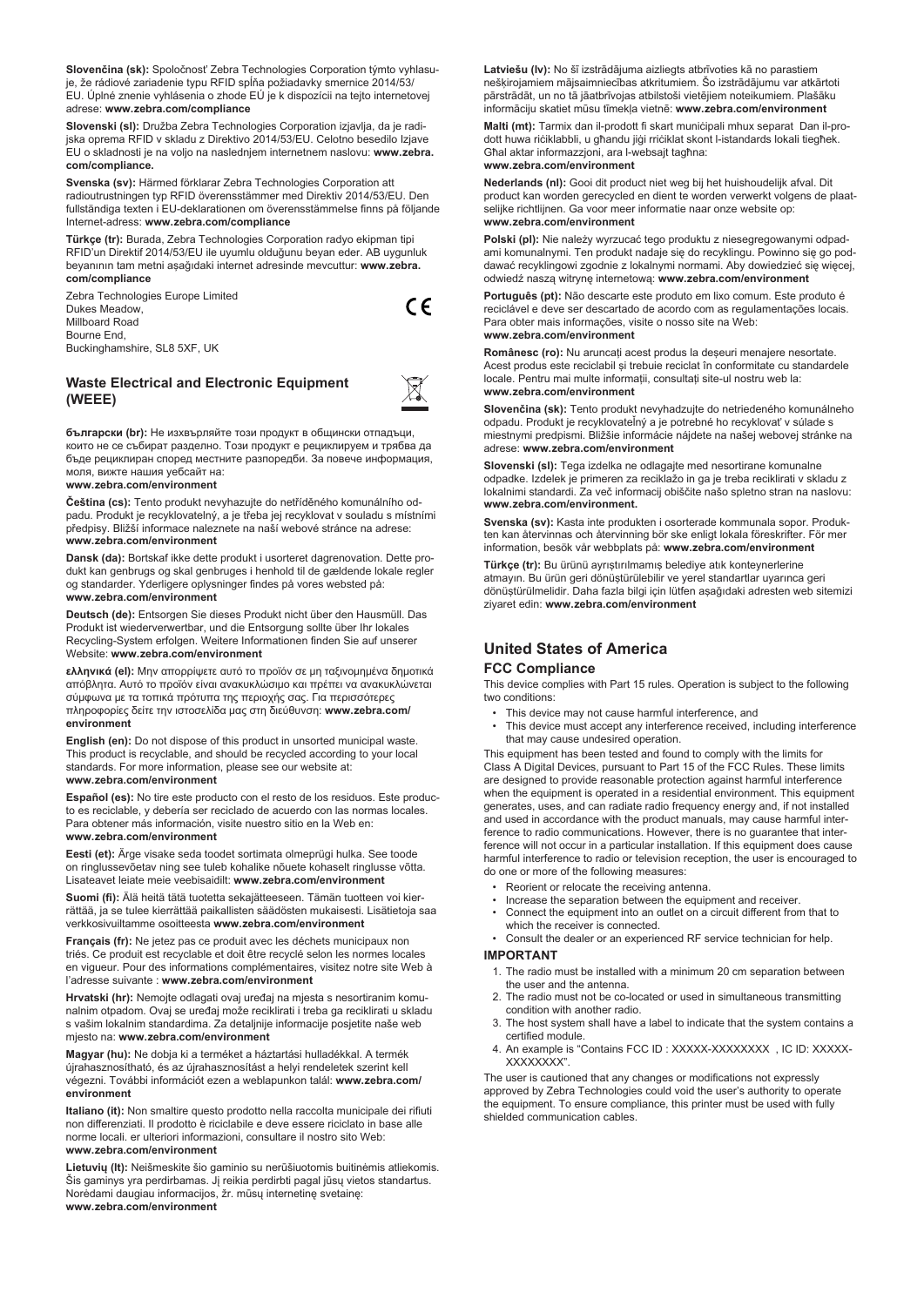**Slovenčina (sk):** Spoločnosť Zebra Technologies Corporation týmto vyhlasuje, že rádiové zariadenie typu RFID spĺňa požiadavky smernice 2014/53/EU. Úplné znenie vyhlásenia o zhode EÚ je k dispozícii na tejto internetovej adrese: **www.zebra.com/compliance**

**Slovenski (sl):** Družba Zebra Technologies Corporation izjavlja, da je radijska oprema RFID v skladu z Direktivo 2014/53/EU. Celotno besedilo Izjave EU o skladnosti je na voljo na naslednjem internetnem naslovu: **www.zebra.com/compliance.**

**Svenska (sv):** Härmed förklarar Zebra Technologies Corporation att radioutrustningen typ RFID överensstämmer med Direktiv 2014/53/EU. Den fullständiga texten i EU-deklarationen om överensstämmelse finns på följande Internet-adress: **www.zebra.com/compliance**

**Türkçe (tr):** Burada, Zebra Technologies Corporation radyo ekipman tipi RFID'un Direktif 2014/53/EU ile uyumlu olduğunu beyan eder. AB uygunluk beyanının tam metni aşağıdaki internet adresinde mevcuttur: **www.zebra.com/compliance**

Zebra Technologies Europe Limited
Dukes Meadow,
Millboard Road
Bourne End,
Buckinghamshire, SL8 5XF, UK

### Waste Electrical and Electronic Equipment (WEEE)

**български (br):** Не изхвърляйте този продукт в общински отпадъци, които не се събират разделно. Този продукт е рециклируем и трябва да бъде рециклиран според местните разпоредби. За повече информация, моля, вижте нашия уебсайт на:
**www.zebra.com/environment**

**Čeština (cs):** Tento produkt nevyhazujte do netříděného komunálního odpadu. Produkt je recyklovatelný, a je třeba jej recyklovat v souladu s místními předpisy. Bližší informace naleznete na naší webové stránce na adrese:
**www.zebra.com/environment**

**Dansk (da):** Bortskaf ikke dette produkt i usorteret dagrenovation. Dette produkt kan genbrugs og skal genbruges i henhold til de gældende lokale regler og standarder. Yderligere oplysninger findes på vores websted på:
**www.zebra.com/environment**

**Deutsch (de):** Entsorgen Sie dieses Produkt nicht über den Hausmüll. Das Produkt ist wiederverwertbar, und die Entsorgung sollte über Ihr lokales Recycling-System erfolgen. Weitere Informationen finden Sie auf unserer Website: **www.zebra.com/environment**

**ελληνικά (el):** Μην απορρίψετε αυτό το προϊόν σε μη ταξινομημένα δημοτικά απόβλητα. Αυτό το προϊόν είναι ανακυκλώσιμο και πρέπει να ανακυκλώνεται σύμφωνα με τα τοπικά πρότυπα της περιοχής σας. Για περισσότερες πληροφορίες δείτε την ιστοσελίδα μας στη διεύθυνση: **www.zebra.com/environment**

**English (en):** Do not dispose of this product in unsorted municipal waste. This product is recyclable, and should be recycled according to your local standards. For more information, please see our website at:
**www.zebra.com/environment**

**Español (es):** No tire este producto con el resto de los residuos. Este producto es reciclable, y debería ser reciclado de acuerdo con las normas locales. Para obtener más información, visite nuestro sitio en la Web en:
**www.zebra.com/environment**

**Eesti (et):** Ärge visake seda toodet sortimata olmeprügi hulka. See toode on ringlussevõetav ning see tuleb kohalike nõuete kohaselt ringlusse võtta. Lisateavet leiate meie veebisaidilt: **www.zebra.com/environment**

**Suomi (fi):** Älä heitä tätä tuotetta sekajätteeseen. Tämän tuotteen voi kierrättää, ja se tulee kierrättää paikallisten säädösten mukaisesti. Lisätietoja saa verkkosivuiltamme osoitteesta **www.zebra.com/environment**

**Français (fr):** Ne jetez pas ce produit avec les déchets municipaux non triés. Ce produit est recyclable et doit être recyclé selon les normes locales en vigueur. Pour des informations complémentaires, visitez notre site Web à l'adresse suivante : **www.zebra.com/environment**

**Hrvatski (hr):** Nemojte odlagati ovaj uređaj na mjesta s nesortiranim komunalnim otpadom. Ovaj se uređaj može reciklirati i treba ga reciklirati u skladu s vašim lokalnim standardima. Za detaljnije informacije posjetite naše web mjesto na: **www.zebra.com/environment**

**Magyar (hu):** Ne dobja ki a terméket a háztartási hulladékkal. A termék újrahasznosítható, és az újrahasznosítást a helyi rendeletek szerint kell végezni. További információt ezen a weblapunkon talál: **www.zebra.com/environment**

**Italiano (it):** Non smaltire questo prodotto nella raccolta municipale dei rifiuti non differenziati. Il prodotto è riciclabile e deve essere riciclato in base alle norme locali. er ulteriori informazioni, consultare il nostro sito Web:
**www.zebra.com/environment**

**Lietuvių (lt):** Neišmeskite šio gaminio su nerūšiuotomis buitinėmis atliekomis. Šis gaminys yra perdirbamas. Jį reikia perdirbti pagal jūsų vietos standartus. Norėdami daugiau informacijos, žr. mūsų internetinę svetainę:
**www.zebra.com/environment**

**Latviešu (lv):** No šī izstrādājuma aizliegts atbrīvoties kā no parastiem nešķirojamiem mājsaimniecības atkritumiem. Šo izstrādājumu var atkārtoti pārstrādāt, un no tā jāatbrīvojas atbilstoši vietējiem noteikumiem. Plašāku informāciju skatiet mūsu tīmekļa vietnē: **www.zebra.com/environment**

**Malti (mt):** Tarmix dan il-prodott fi skart muniċipali mhux separat Dan il-prodott huwa riċiklabbli, u għandu jiġi rriċiklat skont l-istandards lokali tiegħek. Għal aktar informazzjoni, ara l-websajt tagħna:
**www.zebra.com/environment**

**Nederlands (nl):** Gooi dit product niet weg bij het huishoudelijk afval. Dit product kan worden gerecycled en dient te worden verwerkt volgens de plaatselijke richtlijnen. Ga voor meer informatie naar onze website op:
**www.zebra.com/environment**

**Polski (pl):** Nie należy wyrzucać tego produktu z niesegregowanymi odpadami komunalnymi. Ten produkt nadaje się do recyklingu. Powinno się go poddawać recyklingowi zgodnie z lokalnymi normami. Aby dowiedzieć się więcej, odwiedź naszą witrynę internetową: **www.zebra.com/environment**

**Português (pt):** Não descarte este produto em lixo comum. Este produto é reciclável e deve ser descartado de acordo com as regulamentações locais. Para obter mais informações, visite o nosso site na Web:
**www.zebra.com/environment**

**Românesc (ro):** Nu aruncați acest produs la deșeuri menajere nesortate. Acest produs este reciclabil și trebuie reciclat în conformitate cu standardele locale. Pentru mai multe informații, consultați site-ul nostru web la:
**www.zebra.com/environment**

**Slovenčina (sk):** Tento produkt nevyhadzujte do netriedeného komunálneho odpadu. Produkt je recyklovateľný a je potrebné ho recyklovať v súlade s miestnymi predpismi. Bližšie informácie nájdete na našej webovej stránke na adrese: **www.zebra.com/environment**

**Slovenski (sl):** Tega izdelka ne odlagajte med nesortirane komunalne odpadke. Izdelek je primeren za reciklažo in ga je treba reciklirati v skladu z lokalnimi standardi. Za več informacij obiščite našo spletno stran na naslovu:
**www.zebra.com/environment.**

**Svenska (sv):** Kasta inte produkten i osorterade kommunala sopor. Produkten kan återvinnas och återvinning bör ske enligt lokala föreskrifter. För mer information, besök vår webbplats på: **www.zebra.com/environment**

**Türkçe (tr):** Bu ürünü ayrıştırılmamış belediye atık konteynerlerine atmayın. Bu ürün geri dönüştürülebilir ve yerel standartlar uyarınca geri dönüştürülmelidir. Daha fazla bilgi için lütfen aşağıdaki adresten web sitemizi ziyaret edin: **www.zebra.com/environment**

## United States of America

### FCC Compliance

This device complies with Part 15 rules. Operation is subject to the following two conditions:

- This device may not cause harmful interference, and
- This device must accept any interference received, including interference that may cause undesired operation.

This equipment has been tested and found to comply with the limits for Class A Digital Devices, pursuant to Part 15 of the FCC Rules. These limits are designed to provide reasonable protection against harmful interference when the equipment is operated in a residential environment. This equipment generates, uses, and can radiate radio frequency energy and, if not installed and used in accordance with the product manuals, may cause harmful interference to radio communications. However, there is no guarantee that interference will not occur in a particular installation. If this equipment does cause harmful interference to radio or television reception, the user is encouraged to do one or more of the following measures:

- Reorient or relocate the receiving antenna.
- Increase the separation between the equipment and receiver.
- Connect the equipment into an outlet on a circuit different from that to which the receiver is connected.
- Consult the dealer or an experienced RF service technician for help.

**IMPORTANT**

1. The radio must be installed with a minimum 20 cm separation between the user and the antenna.
2. The radio must not be co-located or used in simultaneous transmitting condition with another radio.
3. The host system shall have a label to indicate that the system contains a certified module.
4. An example is "Contains FCC ID : XXXXX-XXXXXXXX , IC ID: XXXXX-XXXXXXXX".

The user is cautioned that any changes or modifications not expressly approved by Zebra Technologies could void the user's authority to operate the equipment. To ensure compliance, this printer must be used with fully shielded communication cables.